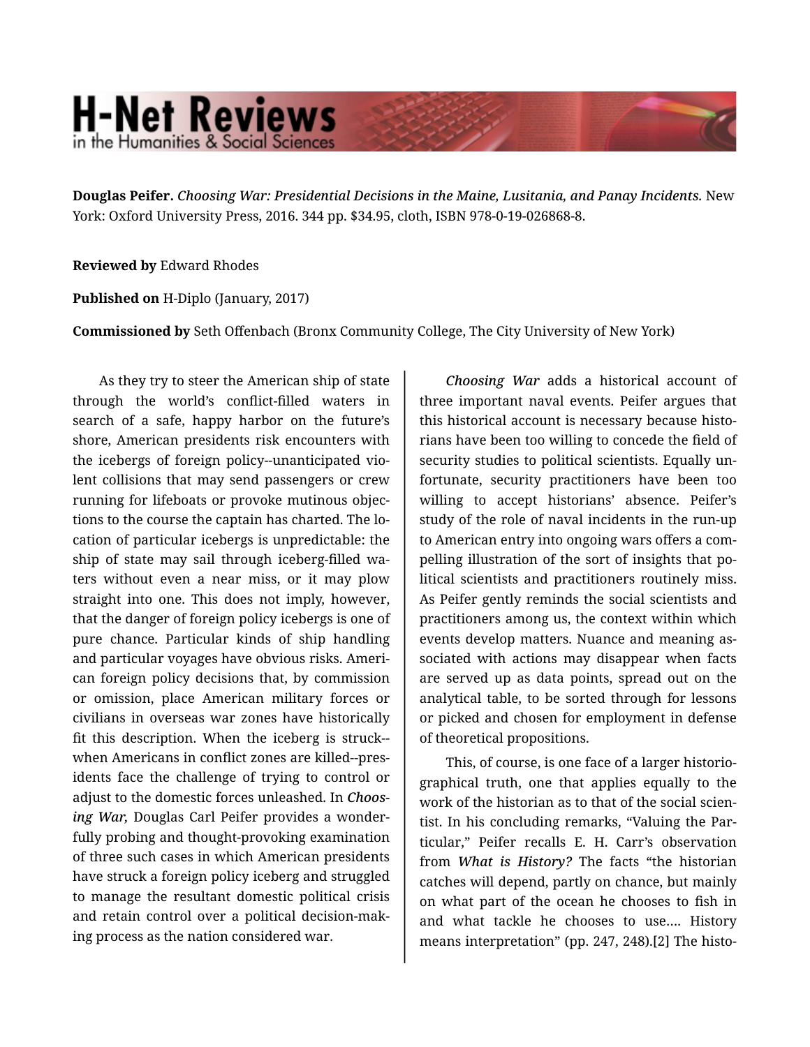# H-Net Reviews in the Humanities & Social Sciences

**Douglas Peifer.** *Choosing War: Presidential Decisions in the Maine, Lusitania, and Panay Incidents.* New York: Oxford University Press, 2016. 344 pp. $34.95, cloth, ISBN 978-0-19-026868-8.

**Reviewed by** Edward Rhodes

**Published on** H-Diplo (January, 2017)

**Commissioned by** Seth Offenbach (Bronx Community College, The City University of New York)

As they try to steer the American ship of state through the world's conflict-filled waters in search of a safe, happy harbor on the future's shore, American presidents risk encounters with the icebergs of foreign policy--unanticipated violent collisions that may send passengers or crew running for lifeboats or provoke mutinous objections to the course the captain has charted. The location of particular icebergs is unpredictable: the ship of state may sail through iceberg-filled waters without even a near miss, or it may plow straight into one. This does not imply, however, that the danger of foreign policy icebergs is one of pure chance. Particular kinds of ship handling and particular voyages have obvious risks. American foreign policy decisions that, by commission or omission, place American military forces or civilians in overseas war zones have historically fit this description. When the iceberg is struck--when Americans in conflict zones are killed--presidents face the challenge of trying to control or adjust to the domestic forces unleashed. In *Choosing War,* Douglas Carl Peifer provides a wonderfully probing and thought-provoking examination of three such cases in which American presidents have struck a foreign policy iceberg and struggled to manage the resultant domestic political crisis and retain control over a political decision-making process as the nation considered war.

*Choosing War* adds a historical account of three important naval events. Peifer argues that this historical account is necessary because historians have been too willing to concede the field of security studies to political scientists. Equally unfortunate, security practitioners have been too willing to accept historians' absence. Peifer's study of the role of naval incidents in the run-up to American entry into ongoing wars offers a compelling illustration of the sort of insights that political scientists and practitioners routinely miss. As Peifer gently reminds the social scientists and practitioners among us, the context within which events develop matters. Nuance and meaning associated with actions may disappear when facts are served up as data points, spread out on the analytical table, to be sorted through for lessons or picked and chosen for employment in defense of theoretical propositions.

This, of course, is one face of a larger historiographical truth, one that applies equally to the work of the historian as to that of the social scientist. In his concluding remarks, "Valuing the Particular," Peifer recalls E. H. Carr's observation from *What is History?* The facts "the historian catches will depend, partly on chance, but mainly on what part of the ocean he chooses to fish in and what tackle he chooses to use.... History means interpretation" (pp. 247, 248).[2] The histo-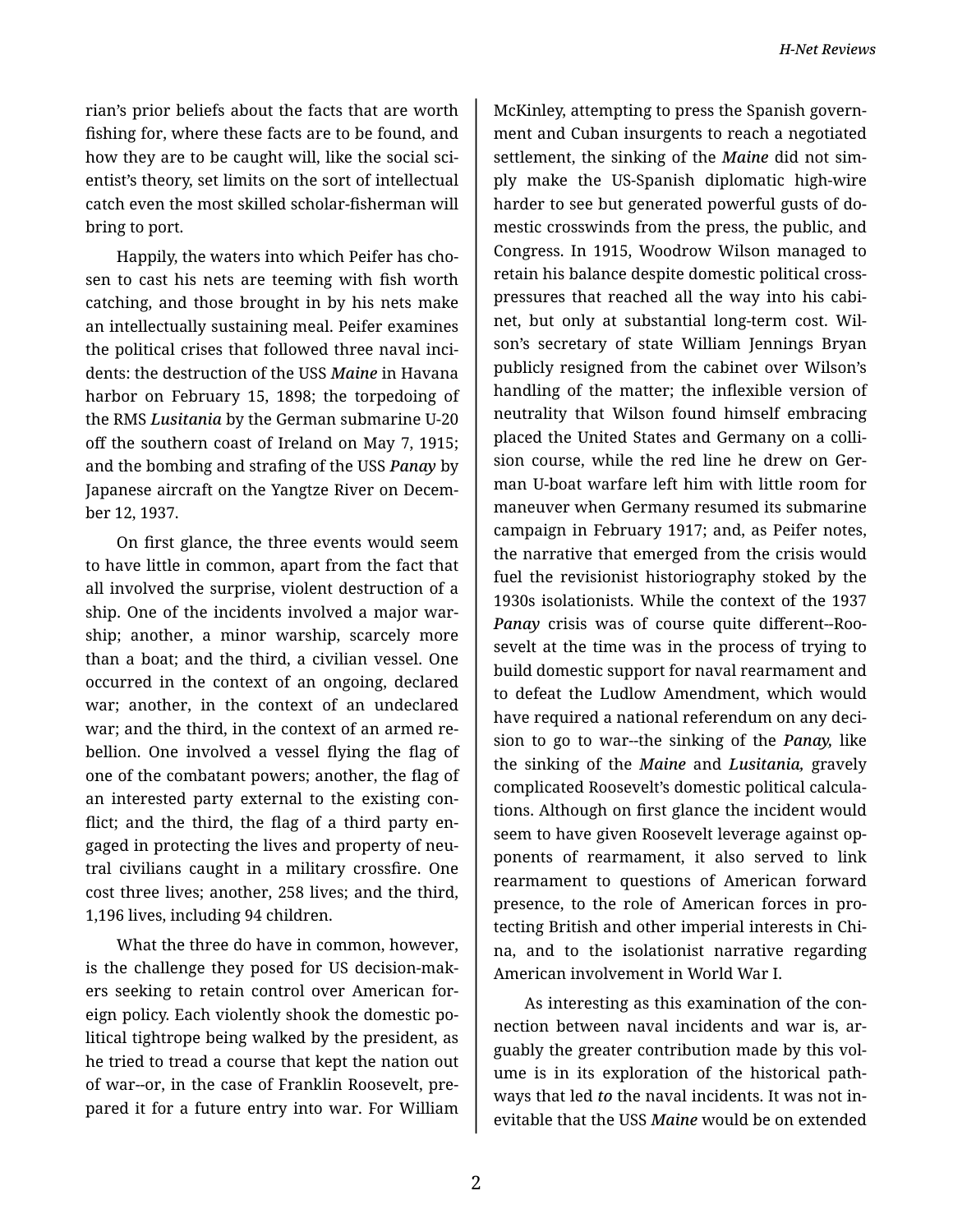rian's prior beliefs about the facts that are worth fishing for, where these facts are to be found, and how they are to be caught will, like the social scientist's theory, set limits on the sort of intellectual catch even the most skilled scholar-fisherman will bring to port.

Happily, the waters into which Peifer has chosen to cast his nets are teeming with fish worth catching, and those brought in by his nets make an intellectually sustaining meal. Peifer examines the political crises that followed three naval incidents: the destruction of the USS ***Maine*** in Havana harbor on February 15, 1898; the torpedoing of the RMS ***Lusitania*** by the German submarine U-20 off the southern coast of Ireland on May 7, 1915; and the bombing and strafing of the USS ***Panay*** by Japanese aircraft on the Yangtze River on December 12, 1937.

On first glance, the three events would seem to have little in common, apart from the fact that all involved the surprise, violent destruction of a ship. One of the incidents involved a major warship; another, a minor warship, scarcely more than a boat; and the third, a civilian vessel. One occurred in the context of an ongoing, declared war; another, in the context of an undeclared war; and the third, in the context of an armed rebellion. One involved a vessel flying the flag of one of the combatant powers; another, the flag of an interested party external to the existing conflict; and the third, the flag of a third party engaged in protecting the lives and property of neutral civilians caught in a military crossfire. One cost three lives; another, 258 lives; and the third, 1,196 lives, including 94 children.

What the three do have in common, however, is the challenge they posed for US decision-makers seeking to retain control over American foreign policy. Each violently shook the domestic political tightrope being walked by the president, as he tried to tread a course that kept the nation out of war--or, in the case of Franklin Roosevelt, prepared it for a future entry into war. For William McKinley, attempting to press the Spanish government and Cuban insurgents to reach a negotiated settlement, the sinking of the ***Maine*** did not simply make the US-Spanish diplomatic high-wire harder to see but generated powerful gusts of domestic crosswinds from the press, the public, and Congress. In 1915, Woodrow Wilson managed to retain his balance despite domestic political cross-pressures that reached all the way into his cabinet, but only at substantial long-term cost. Wilson's secretary of state William Jennings Bryan publicly resigned from the cabinet over Wilson's handling of the matter; the inflexible version of neutrality that Wilson found himself embracing placed the United States and Germany on a collision course, while the red line he drew on German U-boat warfare left him with little room for maneuver when Germany resumed its submarine campaign in February 1917; and, as Peifer notes, the narrative that emerged from the crisis would fuel the revisionist historiography stoked by the 1930s isolationists. While the context of the 1937 ***Panay*** crisis was of course quite different--Roosevelt at the time was in the process of trying to build domestic support for naval rearmament and to defeat the Ludlow Amendment, which would have required a national referendum on any decision to go to war--the sinking of the ***Panay,*** like the sinking of the ***Maine*** and ***Lusitania,*** gravely complicated Roosevelt's domestic political calculations. Although on first glance the incident would seem to have given Roosevelt leverage against opponents of rearmament, it also served to link rearmament to questions of American forward presence, to the role of American forces in protecting British and other imperial interests in China, and to the isolationist narrative regarding American involvement in World War I.

As interesting as this examination of the connection between naval incidents and war is, arguably the greater contribution made by this volume is in its exploration of the historical pathways that led ***to*** the naval incidents. It was not inevitable that the USS ***Maine*** would be on extended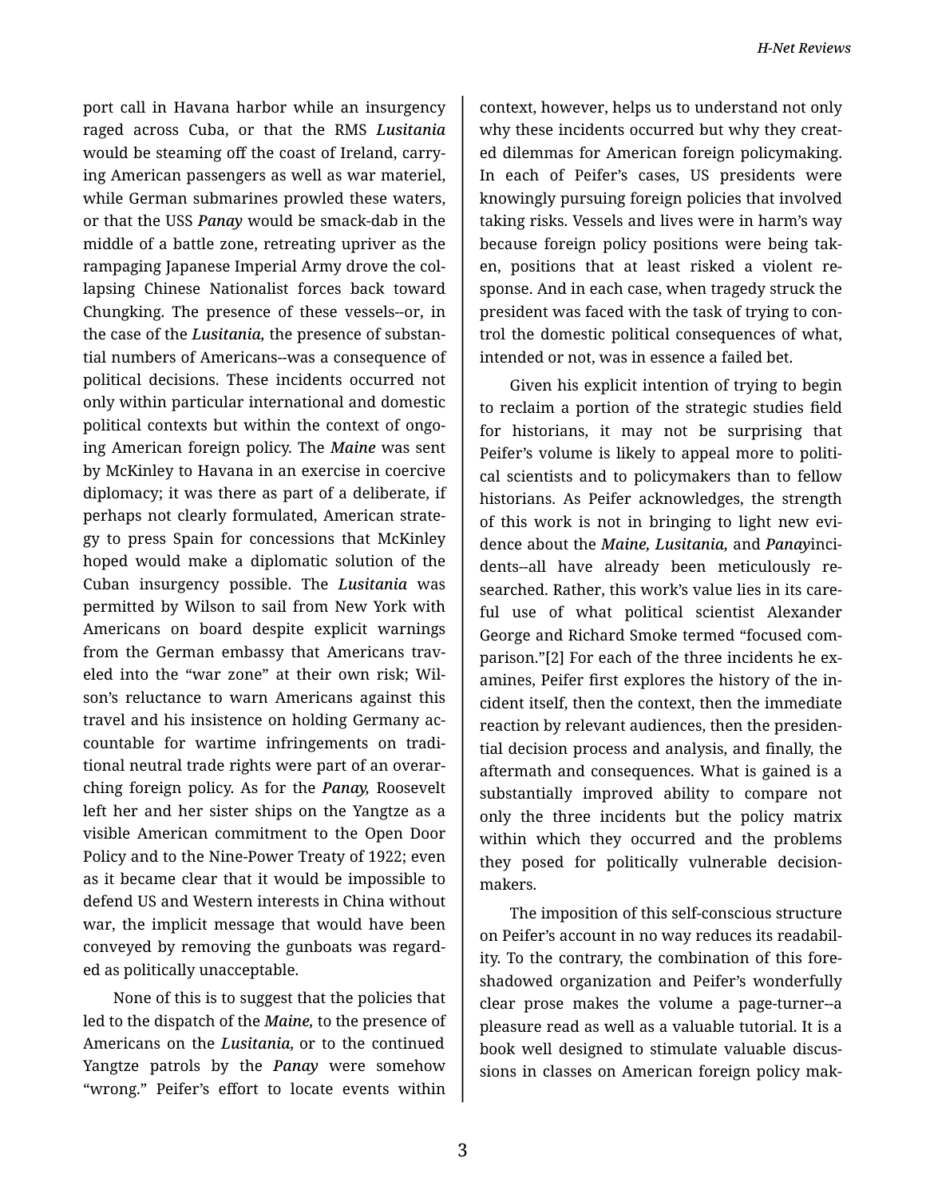port call in Havana harbor while an insurgency raged across Cuba, or that the RMS *Lusitania* would be steaming off the coast of Ireland, carrying American passengers as well as war materiel, while German submarines prowled these waters, or that the USS *Panay* would be smack-dab in the middle of a battle zone, retreating upriver as the rampaging Japanese Imperial Army drove the collapsing Chinese Nationalist forces back toward Chungking. The presence of these vessels--or, in the case of the *Lusitania,* the presence of substantial numbers of Americans--was a consequence of political decisions. These incidents occurred not only within particular international and domestic political contexts but within the context of ongoing American foreign policy. The *Maine* was sent by McKinley to Havana in an exercise in coercive diplomacy; it was there as part of a deliberate, if perhaps not clearly formulated, American strategy to press Spain for concessions that McKinley hoped would make a diplomatic solution of the Cuban insurgency possible. The *Lusitania* was permitted by Wilson to sail from New York with Americans on board despite explicit warnings from the German embassy that Americans traveled into the "war zone" at their own risk; Wilson's reluctance to warn Americans against this travel and his insistence on holding Germany accountable for wartime infringements on traditional neutral trade rights were part of an overarching foreign policy. As for the *Panay,* Roosevelt left her and her sister ships on the Yangtze as a visible American commitment to the Open Door Policy and to the Nine-Power Treaty of 1922; even as it became clear that it would be impossible to defend US and Western interests in China without war, the implicit message that would have been conveyed by removing the gunboats was regarded as politically unacceptable.

None of this is to suggest that the policies that led to the dispatch of the *Maine,* to the presence of Americans on the *Lusitania,* or to the continued Yangtze patrols by the *Panay* were somehow "wrong." Peifer's effort to locate events within context, however, helps us to understand not only why these incidents occurred but why they created dilemmas for American foreign policymaking. In each of Peifer's cases, US presidents were knowingly pursuing foreign policies that involved taking risks. Vessels and lives were in harm's way because foreign policy positions were being taken, positions that at least risked a violent response. And in each case, when tragedy struck the president was faced with the task of trying to control the domestic political consequences of what, intended or not, was in essence a failed bet.

Given his explicit intention of trying to begin to reclaim a portion of the strategic studies field for historians, it may not be surprising that Peifer's volume is likely to appeal more to political scientists and to policymakers than to fellow historians. As Peifer acknowledges, the strength of this work is not in bringing to light new evidence about the *Maine, Lusitania,* and *Panay*incidents--all have already been meticulously researched. Rather, this work's value lies in its careful use of what political scientist Alexander George and Richard Smoke termed "focused comparison."[2] For each of the three incidents he examines, Peifer first explores the history of the incident itself, then the context, then the immediate reaction by relevant audiences, then the presidential decision process and analysis, and finally, the aftermath and consequences. What is gained is a substantially improved ability to compare not only the three incidents but the policy matrix within which they occurred and the problems they posed for politically vulnerable decision-makers.

The imposition of this self-conscious structure on Peifer's account in no way reduces its readability. To the contrary, the combination of this foreshadowed organization and Peifer's wonderfully clear prose makes the volume a page-turner--a pleasure read as well as a valuable tutorial. It is a book well designed to stimulate valuable discussions in classes on American foreign policy mak-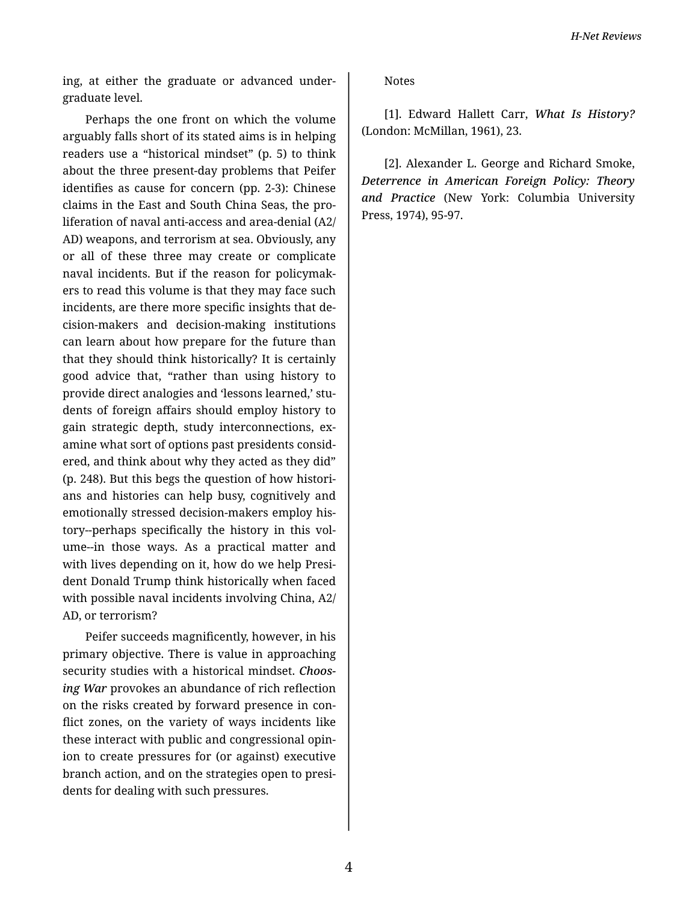ing, at either the graduate or advanced undergraduate level.

Perhaps the one front on which the volume arguably falls short of its stated aims is in helping readers use a "historical mindset" (p. 5) to think about the three present-day problems that Peifer identifies as cause for concern (pp. 2-3): Chinese claims in the East and South China Seas, the proliferation of naval anti-access and area-denial (A2/AD) weapons, and terrorism at sea. Obviously, any or all of these three may create or complicate naval incidents. But if the reason for policymakers to read this volume is that they may face such incidents, are there more specific insights that decision-makers and decision-making institutions can learn about how prepare for the future than that they should think historically? It is certainly good advice that, "rather than using history to provide direct analogies and 'lessons learned,' students of foreign affairs should employ history to gain strategic depth, study interconnections, examine what sort of options past presidents considered, and think about why they acted as they did" (p. 248). But this begs the question of how historians and histories can help busy, cognitively and emotionally stressed decision-makers employ history--perhaps specifically the history in this volume--in those ways. As a practical matter and with lives depending on it, how do we help President Donald Trump think historically when faced with possible naval incidents involving China, A2/AD, or terrorism?

Peifer succeeds magnificently, however, in his primary objective. There is value in approaching security studies with a historical mindset. *Choosing War* provokes an abundance of rich reflection on the risks created by forward presence in conflict zones, on the variety of ways incidents like these interact with public and congressional opinion to create pressures for (or against) executive branch action, and on the strategies open to presidents for dealing with such pressures.

Notes

[1]. Edward Hallett Carr, ***What Is History?*** (London: McMillan, 1961), 23.

[2]. Alexander L. George and Richard Smoke, ***Deterrence in American Foreign Policy: Theory and Practice*** (New York: Columbia University Press, 1974), 95-97.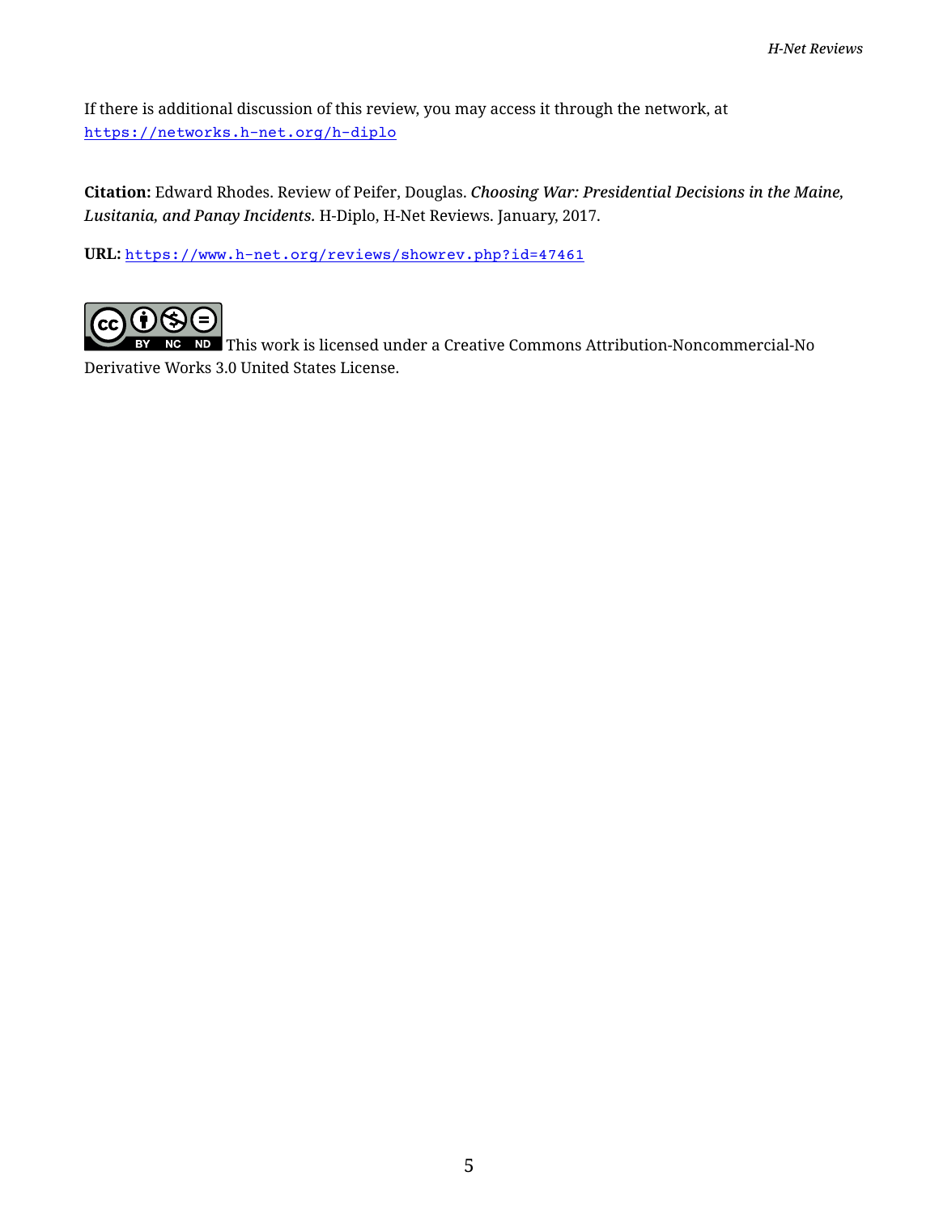If there is additional discussion of this review, you may access it through the network, at https://networks.h-net.org/h-diplo

**Citation:** Edward Rhodes. Review of Peifer, Douglas. *Choosing War: Presidential Decisions in the Maine, Lusitania, and Panay Incidents.* H-Diplo, H-Net Reviews. January, 2017.

**URL:** https://www.h-net.org/reviews/showrev.php?id=47461

This work is licensed under a Creative Commons Attribution-Noncommercial-No Derivative Works 3.0 United States License.